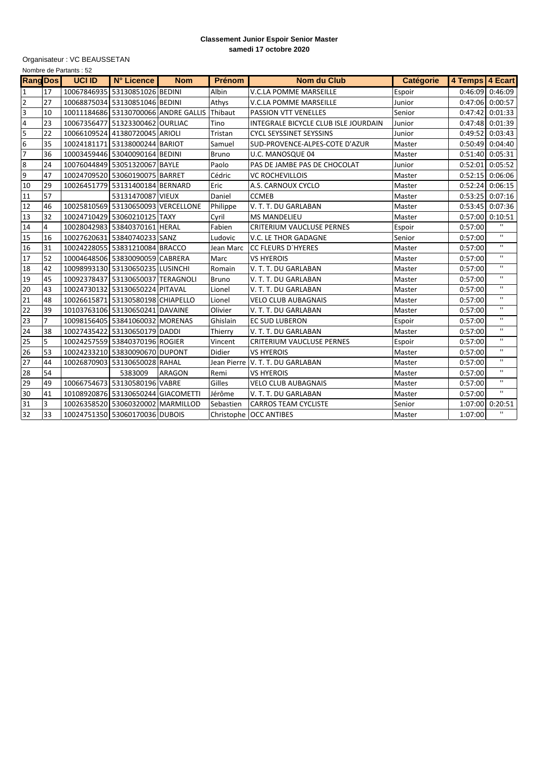**Classement Junior Espoir Senior Master**
**samedi 17 octobre 2020**

Organisateur : VC BEAUSSETAN

Nombre de Partants : 52

| Rang | Dos | UCI ID | N° Licence | Nom | Prénom | Nom du Club | Catégorie | 4 Temps | 4 Ecart |
|---|---|---|---|---|---|---|---|---|---|
| 1 | 17 | 10067846935 | 53130851026 | BEDINI | Albin | V.C.LA POMME MARSEILLE | Espoir | 0:46:09 | 0:46:09 |
| 2 | 27 | 10068875034 | 53130851046 | BEDINI | Athys | V.C.LA POMME MARSEILLE | Junior | 0:47:06 | 0:00:57 |
| 3 | 10 | 10011184686 | 53130700066 | ANDRE GALLIS | Thibaut | PASSION VTT VENELLES | Senior | 0:47:42 | 0:01:33 |
| 4 | 23 | 10067356477 | 51323300462 | OURLIAC | Tino | INTEGRALE BICYCLE CLUB ISLE JOURDAIN | Junior | 0:47:48 | 0:01:39 |
| 5 | 22 | 10066109524 | 41380720045 | ARIOLI | Tristan | CYCL SEYSSINET SEYSSINS | Junior | 0:49:52 | 0:03:43 |
| 6 | 35 | 10024181171 | 53138000244 | BARIOT | Samuel | SUD-PROVENCE-ALPES-COTE D'AZUR | Master | 0:50:49 | 0:04:40 |
| 7 | 36 | 10003459446 | 53040090164 | BEDINI | Bruno | U.C. MANOSQUE 04 | Master | 0:51:40 | 0:05:31 |
| 8 | 24 | 10076044849 | 53051320067 | BAYLE | Paolo | PAS DE JAMBE PAS DE CHOCOLAT | Junior | 0:52:01 | 0:05:52 |
| 9 | 47 | 10024709520 | 53060190075 | BARRET | Cédric | VC ROCHEVILLOIS | Master | 0:52:15 | 0:06:06 |
| 10 | 29 | 10026451779 | 53131400184 | BERNARD | Eric | A.S. CARNOUX CYCLO | Master | 0:52:24 | 0:06:15 |
| 11 | 57 | | 53131470087 | VIEUX | Daniel | CCMEB | Master | 0:53:25 | 0:07:16 |
| 12 | 46 | 10025810569 | 53130650093 | VERCELLONE | Philippe | V. T. T. DU GARLABAN | Master | 0:53:45 | 0:07:36 |
| 13 | 32 | 10024710429 | 53060210125 | TAXY | Cyril | MS MANDELIEU | Master | 0:57:00 | 0:10:51 |
| 14 | 4 | 10028042983 | 53840370161 | HERAL | Fabien | CRITERIUM VAUCLUSE PERNES | Espoir | 0:57:00 | " |
| 15 | 16 | 10027620631 | 53840740233 | SANZ | Ludovic | V.C. LE THOR GADAGNE | Senior | 0:57:00 | " |
| 16 | 31 | 10024228055 | 53831210084 | BRACCO | Jean Marc | CC FLEURS D`HYERES | Master | 0:57:00 | " |
| 17 | 52 | 10004648506 | 53830090059 | CABRERA | Marc | VS HYEROIS | Master | 0:57:00 | " |
| 18 | 42 | 10098993130 | 53130650235 | LUSINCHI | Romain | V. T. T. DU GARLABAN | Master | 0:57:00 | " |
| 19 | 45 | 10092378437 | 53130650037 | TERAGNOLI | Bruno | V. T. T. DU GARLABAN | Master | 0:57:00 | " |
| 20 | 43 | 10024730132 | 53130650224 | PITAVAL | Lionel | V. T. T. DU GARLABAN | Master | 0:57:00 | " |
| 21 | 48 | 10026615871 | 53130580198 | CHIAPELLO | Lionel | VELO CLUB AUBAGNAIS | Master | 0:57:00 | " |
| 22 | 39 | 10103763106 | 53130650241 | DAVAINE | Olivier | V. T. T. DU GARLABAN | Master | 0:57:00 | " |
| 23 | 7 | 10098156405 | 53841060032 | MORENAS | Ghislain | EC SUD LUBERON | Espoir | 0:57:00 | " |
| 24 | 38 | 10027435422 | 53130650179 | DADDI | Thierry | V. T. T. DU GARLABAN | Master | 0:57:00 | " |
| 25 | 5 | 10024257559 | 53840370196 | ROGIER | Vincent | CRITERIUM VAUCLUSE PERNES | Espoir | 0:57:00 | " |
| 26 | 53 | 10024233210 | 53830090670 | DUPONT | Didier | VS HYEROIS | Master | 0:57:00 | " |
| 27 | 44 | 10026870903 | 53130650028 | RAHAL | Jean Pierre | V. T. T. DU GARLABAN | Master | 0:57:00 | " |
| 28 | 54 | | 5383009 | ARAGON | Remi | VS HYEROIS | Master | 0:57:00 | " |
| 29 | 49 | 10066754673 | 53130580196 | VABRE | Gilles | VELO CLUB AUBAGNAIS | Master | 0:57:00 | " |
| 30 | 41 | 10108920876 | 53130650244 | GIACOMETTI | Jérôme | V. T. T. DU GARLABAN | Master | 0:57:00 | " |
| 31 | 3 | 10026358520 | 53060320002 | MARMILLOD | Sebastien | CARROS TEAM CYCLISTE | Senior | 1:07:00 | 0:20:51 |
| 32 | 33 | 10024751350 | 53060170036 | DUBOIS | Christophe | OCC ANTIBES | Master | 1:07:00 | " |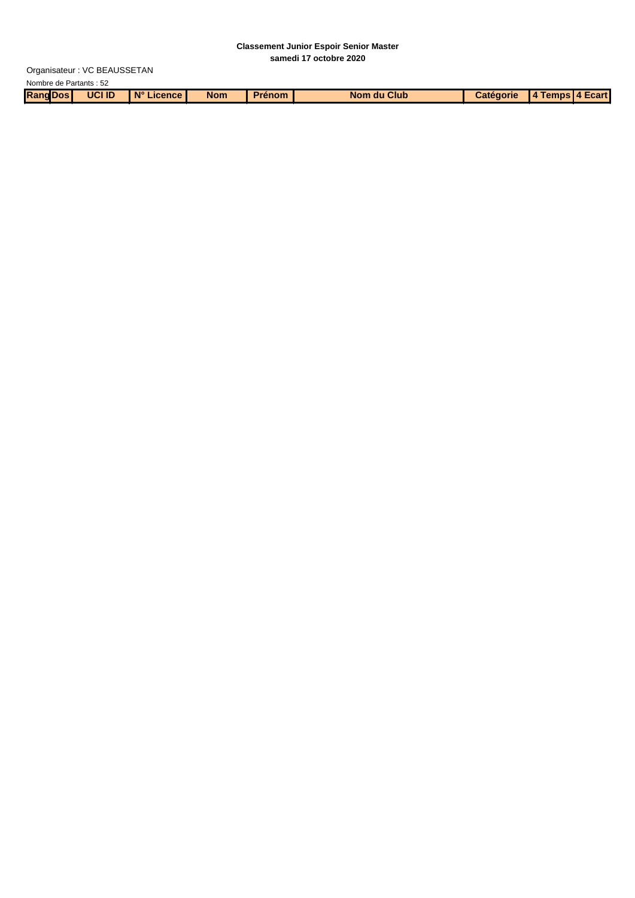**Classement Junior Espoir Senior Master**

**samedi 17 octobre 2020**

Organisateur : VC BEAUSSETAN

Nombre de Partants : 52

| Rang | Dos | UCI ID | N° Licence | Nom | Prénom | Nom du Club | Catégorie | 4 Temps | 4 Ecart |
|---|---|---|---|---|---|---|---|---|---|